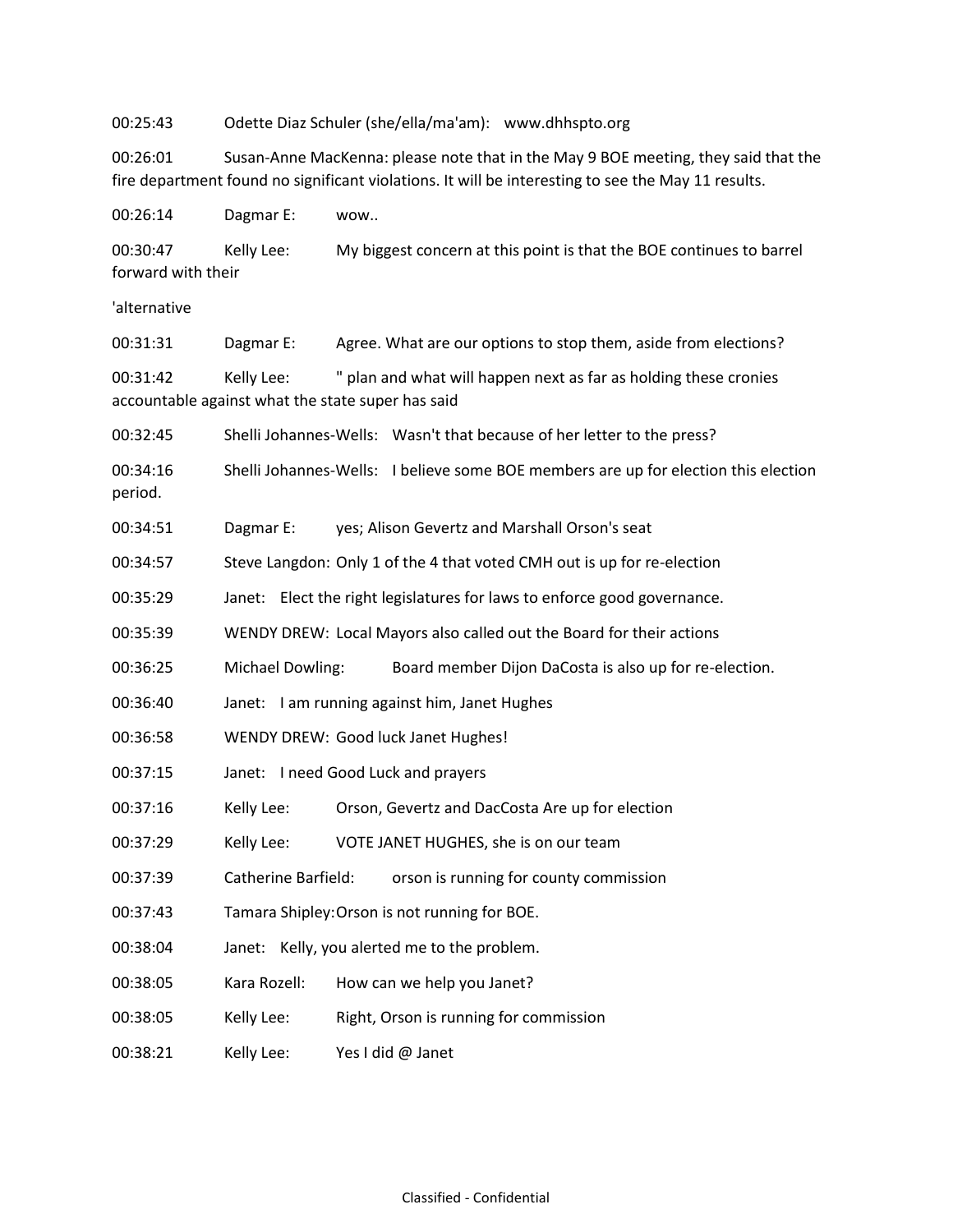00:25:43 Odette Diaz Schuler (she/ella/ma'am): www.dhhspto.org

00:26:01 Susan-Anne MacKenna: please note that in the May 9 BOE meeting, they said that the fire department found no significant violations. It will be interesting to see the May 11 results.

00:26:14 Dagmar E: wow..

00:30:47 Kelly Lee: My biggest concern at this point is that the BOE continues to barrel forward with their

'alternative

00:31:31 Dagmar E: Agree. What are our options to stop them, aside from elections?

00:31:42 Kelly Lee: " plan and what will happen next as far as holding these cronies accountable against what the state super has said

00:32:45 Shelli Johannes-Wells: Wasn't that because of her letter to the press?

00:34:16 Shelli Johannes-Wells: I believe some BOE members are up for election this election period.

00:34:51 Dagmar E: yes; Alison Gevertz and Marshall Orson's seat

00:34:57 Steve Langdon: Only 1 of the 4 that voted CMH out is up for re-election

00:35:29 Janet: Elect the right legislatures for laws to enforce good governance.

00:35:39 WENDY DREW: Local Mayors also called out the Board for their actions

00:36:25 Michael Dowling: Board member Dijon DaCosta is also up for re-election.

00:36:40 Janet: I am running against him, Janet Hughes

00:36:58 WENDY DREW: Good luck Janet Hughes!

00:37:15 Janet: I need Good Luck and prayers

00:37:16 Kelly Lee: Orson, Gevertz and DacCosta Are up for election

00:37:29 Kelly Lee: VOTE JANET HUGHES, she is on our team

00:37:39 Catherine Barfield: orson is running for county commission

00:37:43 Tamara Shipley: Orson is not running for BOE.

00:38:04 Janet: Kelly, you alerted me to the problem.

00:38:05 Kara Rozell: How can we help you Janet?

00:38:05 Kelly Lee: Right, Orson is running for commission

00:38:21 Kelly Lee: Yes I did @ Janet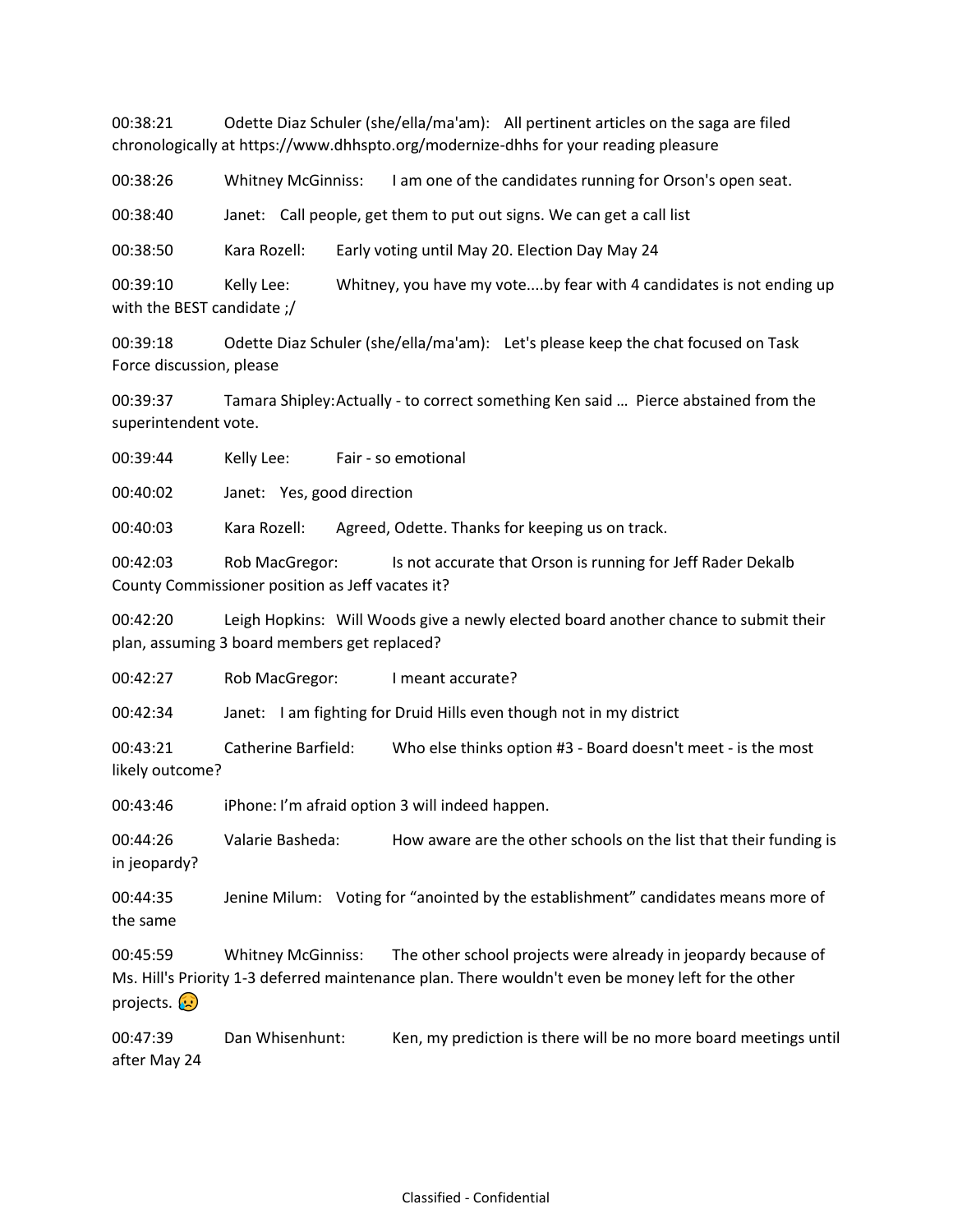00:38:21 Odette Diaz Schuler (she/ella/ma'am): All pertinent articles on the saga are filed chronologically at https://www.dhhspto.org/modernize-dhhs for your reading pleasure

00:38:26 Whitney McGinniss: I am one of the candidates running for Orson's open seat.

00:38:40 Janet: Call people, get them to put out signs. We can get a call list

00:38:50 Kara Rozell: Early voting until May 20. Election Day May 24

00:39:10 Kelly Lee: Whitney, you have my vote....by fear with 4 candidates is not ending up with the BEST candidate ;/

00:39:18 Odette Diaz Schuler (she/ella/ma'am): Let's please keep the chat focused on Task Force discussion, please

00:39:37 Tamara Shipley: Actually - to correct something Ken said … Pierce abstained from the superintendent vote.

00:39:44 Kelly Lee: Fair - so emotional

00:40:02 Janet: Yes, good direction

00:40:03 Kara Rozell: Agreed, Odette. Thanks for keeping us on track.

00:42:03 Rob MacGregor: Is not accurate that Orson is running for Jeff Rader Dekalb County Commissioner position as Jeff vacates it?

00:42:20 Leigh Hopkins: Will Woods give a newly elected board another chance to submit their plan, assuming 3 board members get replaced?

00:42:27 Rob MacGregor: I meant accurate?

00:42:34 Janet: I am fighting for Druid Hills even though not in my district

00:43:21 Catherine Barfield: Who else thinks option #3 - Board doesn't meet - is the most likely outcome?

00:43:46 iPhone: I'm afraid option 3 will indeed happen.

00:44:26 Valarie Basheda: How aware are the other schools on the list that their funding is in jeopardy?

00:44:35 Jenine Milum: Voting for "anointed by the establishment" candidates means more of the same

00:45:59 Whitney McGinniss: The other school projects were already in jeopardy because of Ms. Hill's Priority 1-3 deferred maintenance plan. There wouldn't even be money left for the other projects. 😥

00:47:39 Dan Whisenhunt: Ken, my prediction is there will be no more board meetings until after May 24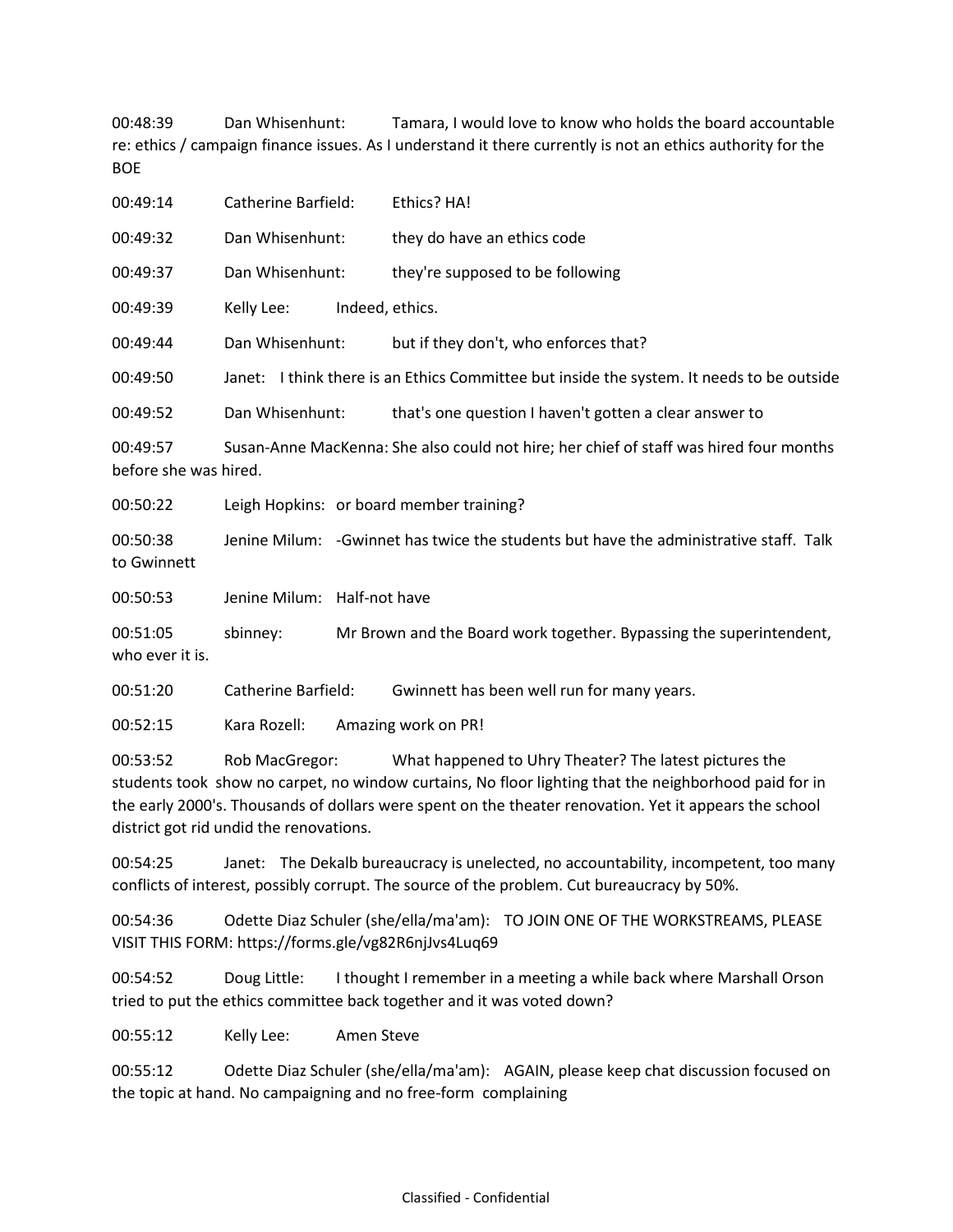00:48:39 Dan Whisenhunt: Tamara, I would love to know who holds the board accountable re: ethics / campaign finance issues. As I understand it there currently is not an ethics authority for the BOE

00:49:14 Catherine Barfield: Ethics? HA!

00:49:32 Dan Whisenhunt: they do have an ethics code

00:49:37 Dan Whisenhunt: they're supposed to be following

00:49:39 Kelly Lee: Indeed, ethics.

00:49:44 Dan Whisenhunt: but if they don't, who enforces that?

00:49:50 Janet: I think there is an Ethics Committee but inside the system. It needs to be outside

00:49:52 Dan Whisenhunt: that's one question I haven't gotten a clear answer to

00:49:57 Susan-Anne MacKenna: She also could not hire; her chief of staff was hired four months before she was hired.

00:50:22 Leigh Hopkins: or board member training?

00:50:38 Jenine Milum: -Gwinnet has twice the students but have the administrative staff. Talk to Gwinnett

00:50:53 Jenine Milum: Half-not have

00:51:05 sbinney: Mr Brown and the Board work together. Bypassing the superintendent, who ever it is.

00:51:20 Catherine Barfield: Gwinnett has been well run for many years.

00:52:15 Kara Rozell: Amazing work on PR!

00:53:52 Rob MacGregor: What happened to Uhry Theater? The latest pictures the students took show no carpet, no window curtains, No floor lighting that the neighborhood paid for in the early 2000's. Thousands of dollars were spent on the theater renovation. Yet it appears the school district got rid undid the renovations.

00:54:25 Janet: The Dekalb bureaucracy is unelected, no accountability, incompetent, too many conflicts of interest, possibly corrupt. The source of the problem. Cut bureaucracy by 50%.

00:54:36 Odette Diaz Schuler (she/ella/ma'am): TO JOIN ONE OF THE WORKSTREAMS, PLEASE VISIT THIS FORM: https://forms.gle/vg82R6njJvs4Luq69

00:54:52 Doug Little: I thought I remember in a meeting a while back where Marshall Orson tried to put the ethics committee back together and it was voted down?

00:55:12 Kelly Lee: Amen Steve

00:55:12 Odette Diaz Schuler (she/ella/ma'am): AGAIN, please keep chat discussion focused on the topic at hand. No campaigning and no free-form complaining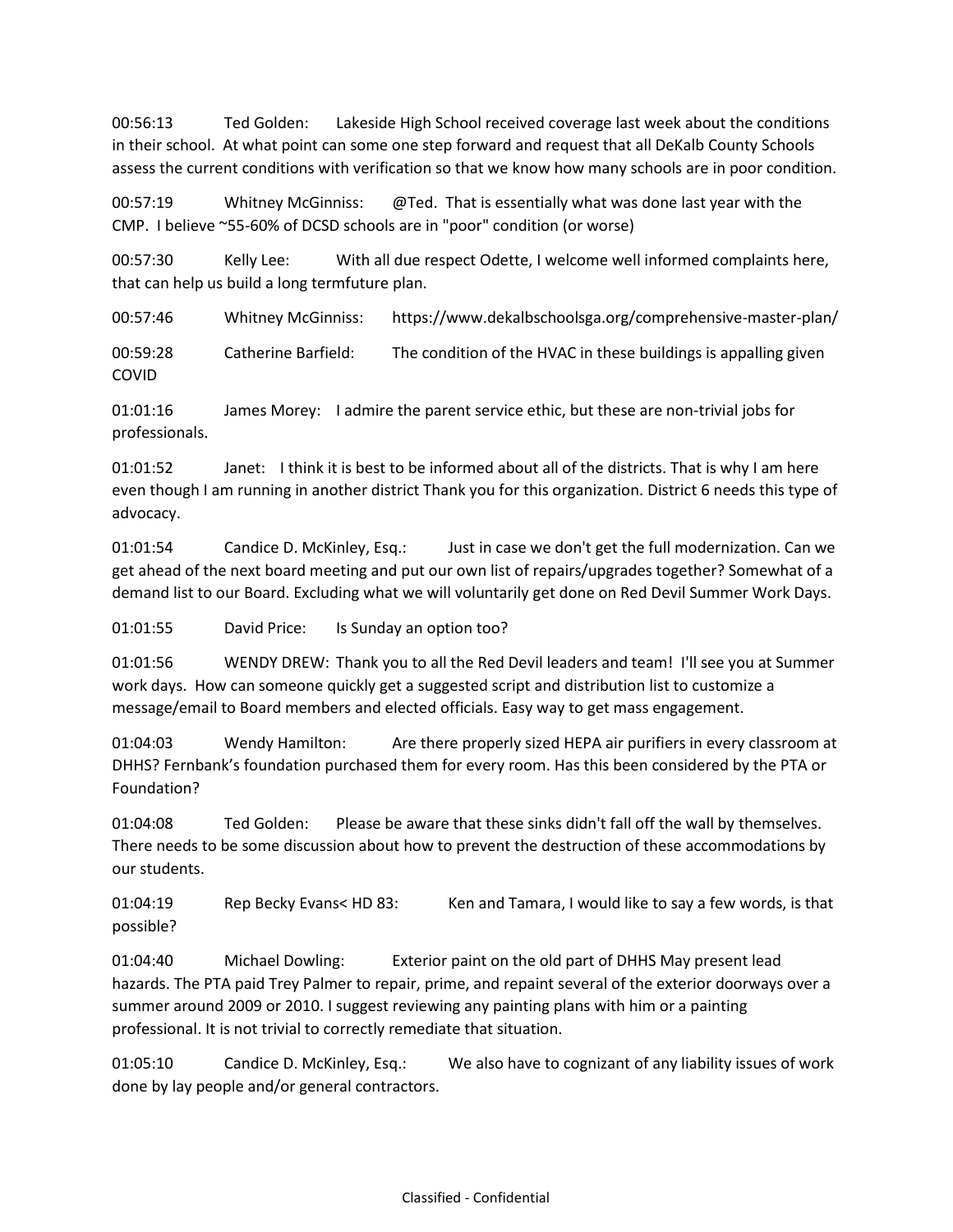00:56:13 Ted Golden: Lakeside High School received coverage last week about the conditions in their school. At what point can some one step forward and request that all DeKalb County Schools assess the current conditions with verification so that we know how many schools are in poor condition.

00:57:19 Whitney McGinniss: @Ted. That is essentially what was done last year with the CMP. I believe ~55-60% of DCSD schools are in "poor" condition (or worse)

00:57:30 Kelly Lee: With all due respect Odette, I welcome well informed complaints here, that can help us build a long termfuture plan.

00:57:46 Whitney McGinniss: https://www.dekalbschoolsga.org/comprehensive-master-plan/

00:59:28 Catherine Barfield: The condition of the HVAC in these buildings is appalling given COVID

01:01:16 James Morey: I admire the parent service ethic, but these are non-trivial jobs for professionals.

01:01:52 Janet: I think it is best to be informed about all of the districts. That is why I am here even though I am running in another district Thank you for this organization. District 6 needs this type of advocacy.

01:01:54 Candice D. McKinley, Esq.: Just in case we don't get the full modernization. Can we get ahead of the next board meeting and put our own list of repairs/upgrades together? Somewhat of a demand list to our Board. Excluding what we will voluntarily get done on Red Devil Summer Work Days.

01:01:55 David Price: Is Sunday an option too?

01:01:56 WENDY DREW: Thank you to all the Red Devil leaders and team! I'll see you at Summer work days. How can someone quickly get a suggested script and distribution list to customize a message/email to Board members and elected officials. Easy way to get mass engagement.

01:04:03 Wendy Hamilton: Are there properly sized HEPA air purifiers in every classroom at DHHS? Fernbank's foundation purchased them for every room. Has this been considered by the PTA or Foundation?

01:04:08 Ted Golden: Please be aware that these sinks didn't fall off the wall by themselves. There needs to be some discussion about how to prevent the destruction of these accommodations by our students.

01:04:19 Rep Becky Evans< HD 83: Ken and Tamara, I would like to say a few words, is that possible?

01:04:40 Michael Dowling: Exterior paint on the old part of DHHS May present lead hazards. The PTA paid Trey Palmer to repair, prime, and repaint several of the exterior doorways over a summer around 2009 or 2010. I suggest reviewing any painting plans with him or a painting professional. It is not trivial to correctly remediate that situation.

01:05:10 Candice D. McKinley, Esq.: We also have to cognizant of any liability issues of work done by lay people and/or general contractors.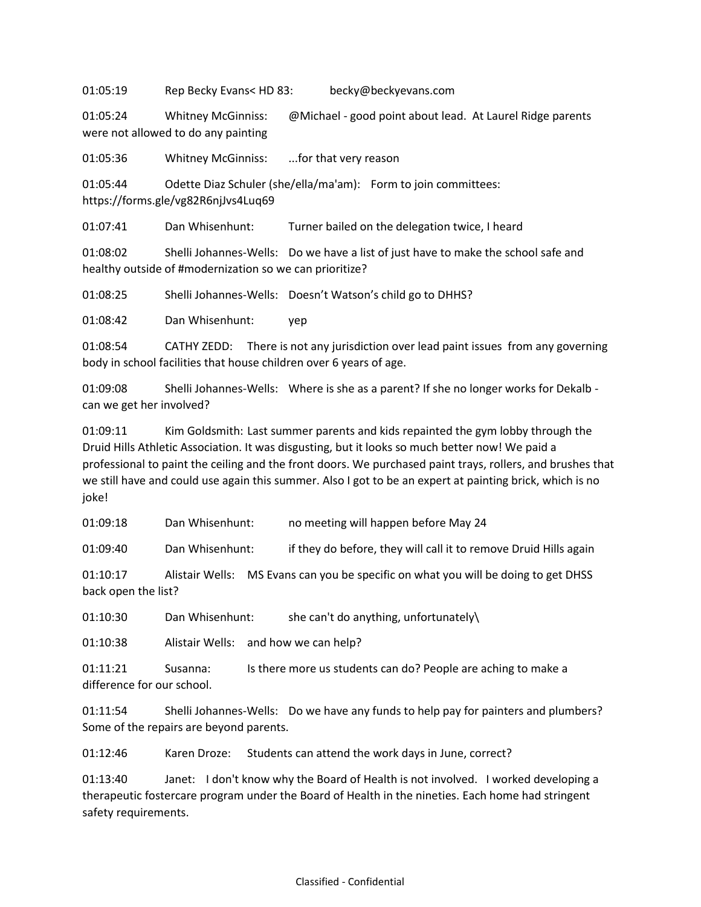01:05:19 Rep Becky Evans< HD 83: becky@beckyevans.com

01:05:24 Whitney McGinniss: @Michael - good point about lead. At Laurel Ridge parents were not allowed to do any painting

01:05:36 Whitney McGinniss: ...for that very reason

01:05:44 Odette Diaz Schuler (she/ella/ma'am): Form to join committees: https://forms.gle/vg82R6njJvs4Luq69

01:07:41 Dan Whisenhunt: Turner bailed on the delegation twice, I heard

01:08:02 Shelli Johannes-Wells: Do we have a list of just have to make the school safe and healthy outside of #modernization so we can prioritize?

01:08:25 Shelli Johannes-Wells: Doesn't Watson's child go to DHHS?

01:08:42 Dan Whisenhunt: yep

01:08:54 CATHY ZEDD: There is not any jurisdiction over lead paint issues from any governing body in school facilities that house children over 6 years of age.

01:09:08 Shelli Johannes-Wells: Where is she as a parent? If she no longer works for Dekalb - can we get her involved?

01:09:11 Kim Goldsmith: Last summer parents and kids repainted the gym lobby through the Druid Hills Athletic Association. It was disgusting, but it looks so much better now! We paid a professional to paint the ceiling and the front doors. We purchased paint trays, rollers, and brushes that we still have and could use again this summer. Also I got to be an expert at painting brick, which is no joke!

01:09:18 Dan Whisenhunt: no meeting will happen before May 24

01:09:40 Dan Whisenhunt: if they do before, they will call it to remove Druid Hills again

01:10:17 Alistair Wells: MS Evans can you be specific on what you will be doing to get DHSS back open the list?

01:10:30 Dan Whisenhunt: she can't do anything, unfortunately\

01:10:38 Alistair Wells: and how we can help?

01:11:21 Susanna: Is there more us students can do? People are aching to make a difference for our school.

01:11:54 Shelli Johannes-Wells: Do we have any funds to help pay for painters and plumbers? Some of the repairs are beyond parents.

01:12:46 Karen Droze: Students can attend the work days in June, correct?

01:13:40 Janet: I don't know why the Board of Health is not involved. I worked developing a therapeutic fostercare program under the Board of Health in the nineties. Each home had stringent safety requirements.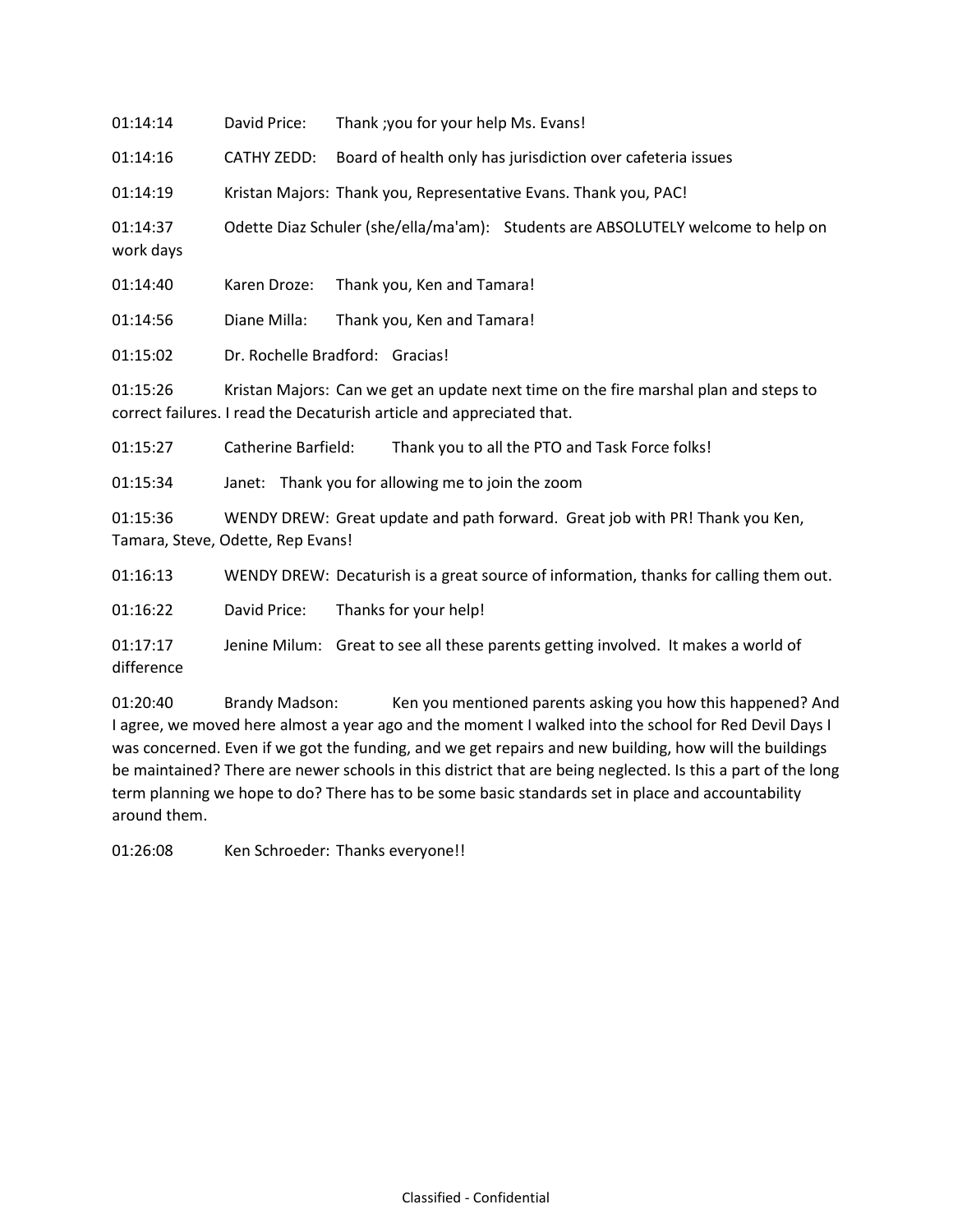01:14:14 David Price: Thank ;you for your help Ms. Evans!

01:14:16 CATHY ZEDD: Board of health only has jurisdiction over cafeteria issues

01:14:19 Kristan Majors: Thank you, Representative Evans. Thank you, PAC!

01:14:37 Odette Diaz Schuler (she/ella/ma'am): Students are ABSOLUTELY welcome to help on work days

01:14:40 Karen Droze: Thank you, Ken and Tamara!

01:14:56 Diane Milla: Thank you, Ken and Tamara!

01:15:02 Dr. Rochelle Bradford: Gracias!

01:15:26 Kristan Majors: Can we get an update next time on the fire marshal plan and steps to correct failures. I read the Decaturish article and appreciated that.

01:15:27 Catherine Barfield: Thank you to all the PTO and Task Force folks!

01:15:34 Janet: Thank you for allowing me to join the zoom

01:15:36 WENDY DREW: Great update and path forward. Great job with PR! Thank you Ken, Tamara, Steve, Odette, Rep Evans!

01:16:13 WENDY DREW: Decaturish is a great source of information, thanks for calling them out.

01:16:22 David Price: Thanks for your help!

01:17:17 Jenine Milum: Great to see all these parents getting involved. It makes a world of difference

01:20:40 Brandy Madson: Ken you mentioned parents asking you how this happened? And I agree, we moved here almost a year ago and the moment I walked into the school for Red Devil Days I was concerned. Even if we got the funding, and we get repairs and new building, how will the buildings be maintained? There are newer schools in this district that are being neglected. Is this a part of the long term planning we hope to do? There has to be some basic standards set in place and accountability around them.

01:26:08 Ken Schroeder: Thanks everyone!!